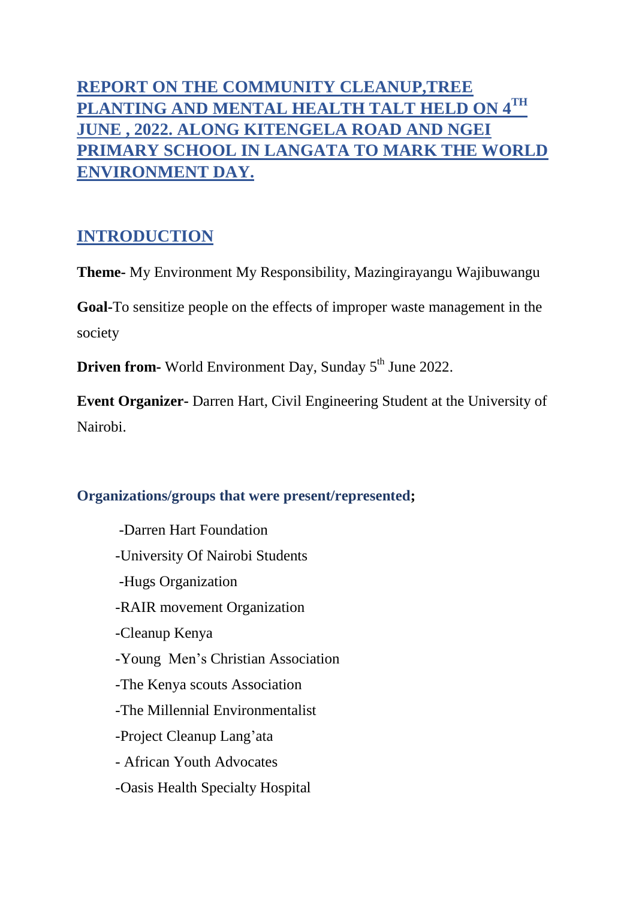# REPORT ON THE COMMUNITY CLEANUP,TREE PLANTING AND MENTAL HEALTH TALT HELD ON 4TH JUNE , 2022. ALONG KITENGELA ROAD AND NGEI PRIMARY SCHOOL IN LANGATA TO MARK THE WORLD ENVIRONMENT DAY.

## INTRODUCTION

**Theme-** My Environment My Responsibility, Mazingirayangu Wajibuwangu

**Goal-**To sensitize people on the effects of improper waste management in the society

**Driven from-** World Environment Day, Sunday 5th June 2022.

**Event Organizer-** Darren Hart, Civil Engineering Student at the University of Nairobi.

### Organizations/groups that were present/represented;

- -Darren Hart Foundation
- -University Of Nairobi Students
- -Hugs Organization
- -RAIR movement Organization
- -Cleanup Kenya
- -Young Men's Christian Association
- -The Kenya scouts Association
- -The Millennial Environmentalist
- -Project Cleanup Lang'ata
- - African Youth Advocates
- -Oasis Health Specialty Hospital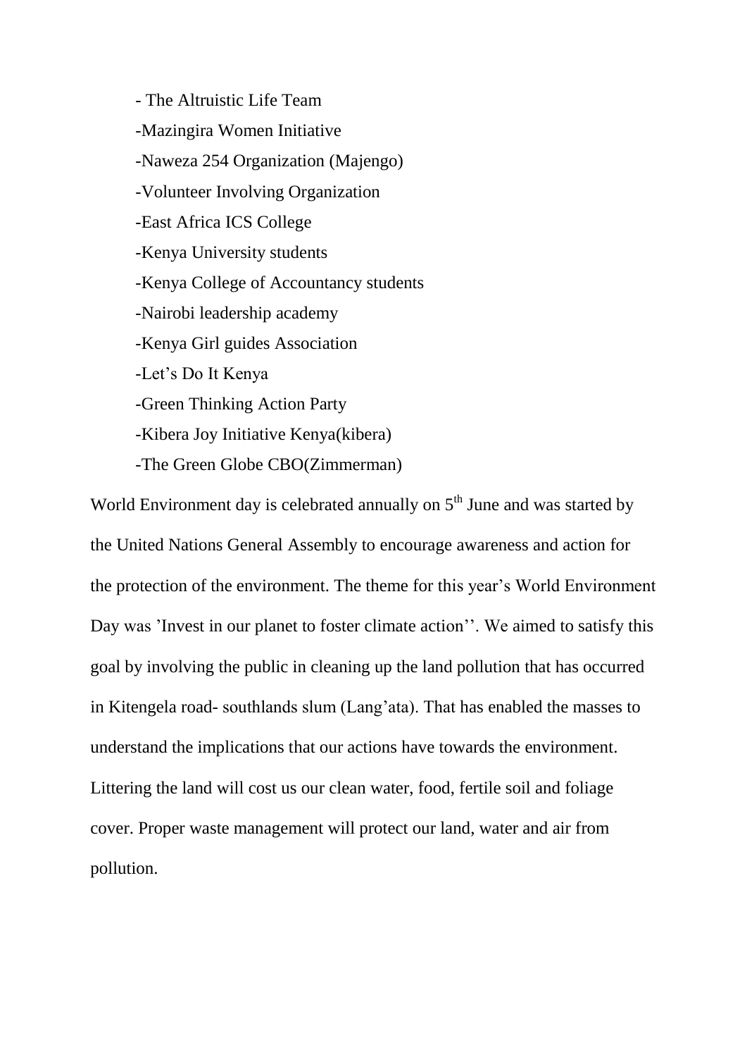- The Altruistic Life Team
- Mazingira Women Initiative
- Naweza 254 Organization (Majengo)
- Volunteer Involving Organization
- East Africa ICS College
- Kenya University students
- Kenya College of Accountancy students
- Nairobi leadership academy
- Kenya Girl guides Association
- Let's Do It Kenya
- Green Thinking Action Party
- Kibera Joy Initiative Kenya(kibera)
- The Green Globe CBO(Zimmerman)

World Environment day is celebrated annually on 5th June and was started by the United Nations General Assembly to encourage awareness and action for the protection of the environment. The theme for this year's World Environment Day was 'Invest in our planet to foster climate action''. We aimed to satisfy this goal by involving the public in cleaning up the land pollution that has occurred in Kitengela road- southlands slum (Lang'ata). That has enabled the masses to understand the implications that our actions have towards the environment. Littering the land will cost us our clean water, food, fertile soil and foliage cover. Proper waste management will protect our land, water and air from pollution.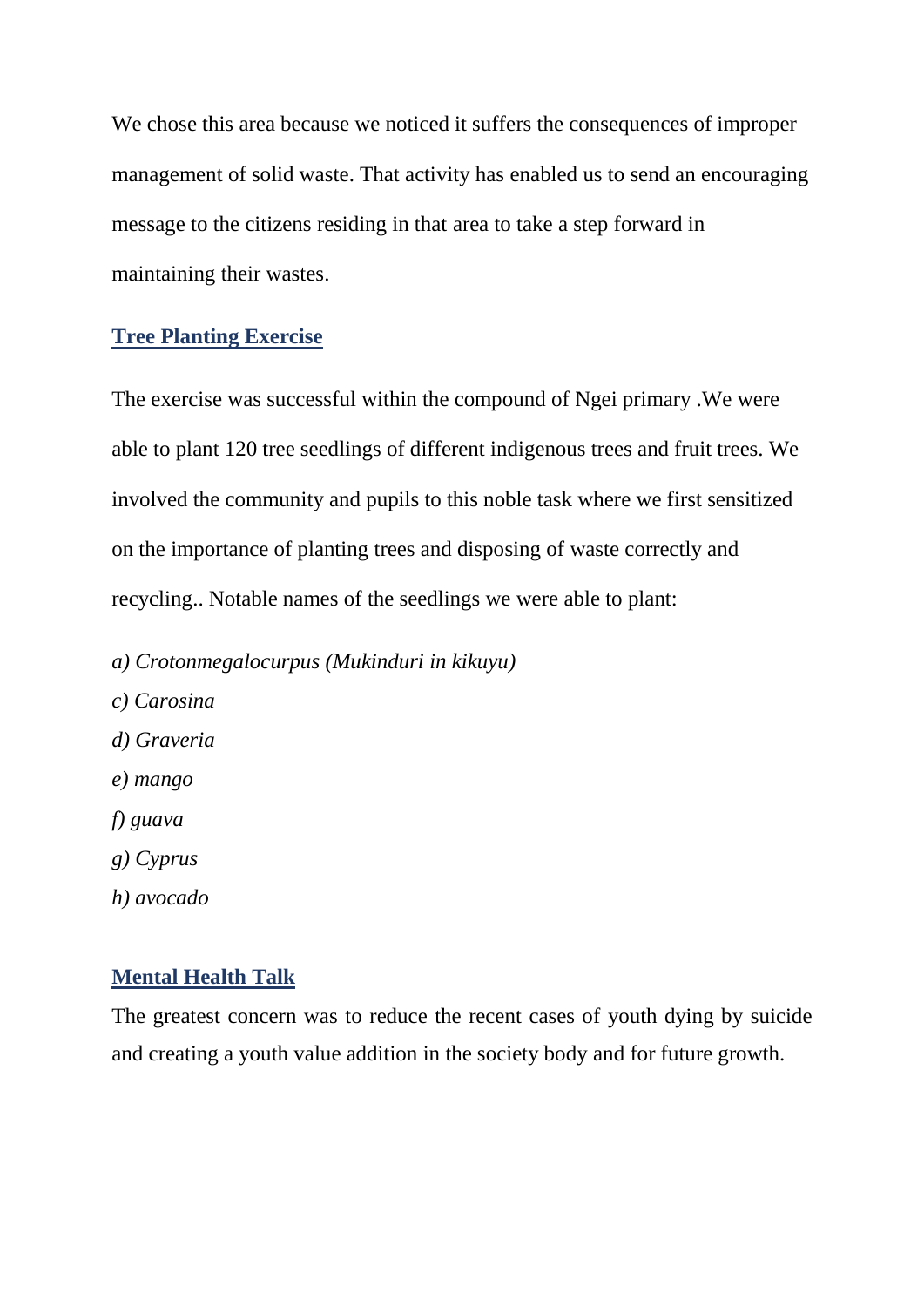We chose this area because we noticed it suffers the consequences of improper management of solid waste. That activity has enabled us to send an encouraging message to the citizens residing in that area to take a step forward in maintaining their wastes.

## Tree Planting Exercise

The exercise was successful within the compound of Ngei primary .We were able to plant 120 tree seedlings of different indigenous trees and fruit trees. We involved the community and pupils to this noble task where we first sensitized on the importance of planting trees and disposing of waste correctly and recycling.. Notable names of the seedlings we were able to plant:

*a) Crotonmegalocurpus (Mukinduri in kikuyu)*

*c) Carosina*

*d) Graveria*

*e) mango*

*f) guava*

*g) Cyprus*

*h) avocado*

## Mental Health Talk

The greatest concern was to reduce the recent cases of youth dying by suicide and creating a youth value addition in the society body and for future growth.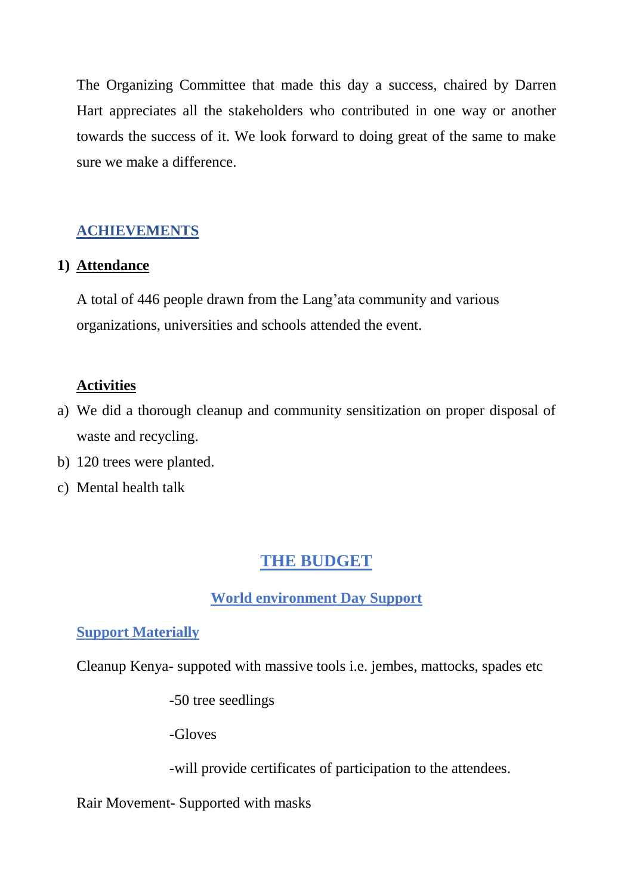The Organizing Committee that made this day a success, chaired by Darren Hart appreciates all the stakeholders who contributed in one way or another towards the success of it. We look forward to doing great of the same to make sure we make a difference.

## ACHIEVEMENTS

**1) Attendance**

A total of 446 people drawn from the Lang'ata community and various organizations, universities and schools attended the event.

**Activities**

a) We did a thorough cleanup and community sensitization on proper disposal of waste and recycling.
b) 120 trees were planted.
c) Mental health talk

## THE BUDGET

### World environment Day Support

#### Support Materially

Cleanup Kenya- suppoted with massive tools i.e. jembes, mattocks, spades etc

-50 tree seedlings

-Gloves

-will provide certificates of participation to the attendees.

Rair Movement- Supported with masks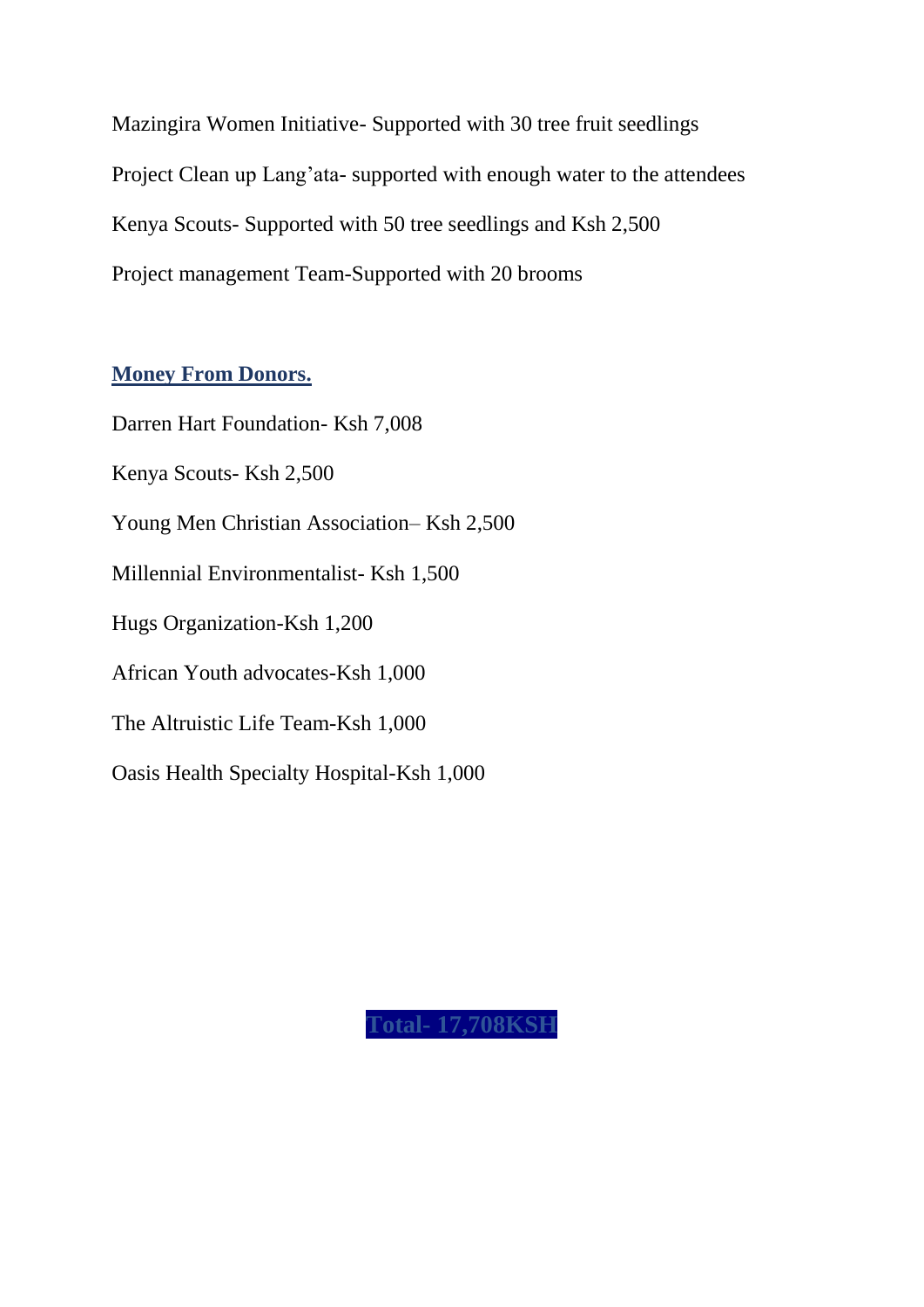Mazingira Women Initiative- Supported with 30 tree fruit seedlings

Project Clean up Lang'ata- supported with enough water to the attendees

Kenya Scouts- Supported with 50 tree seedlings and Ksh 2,500

Project management Team-Supported with 20 brooms

## **Money From Donors.**

Darren Hart Foundation- Ksh 7,008

Kenya Scouts- Ksh 2,500

Young Men Christian Association– Ksh 2,500

Millennial Environmentalist- Ksh 1,500

Hugs Organization-Ksh 1,200

African Youth advocates-Ksh 1,000

The Altruistic Life Team-Ksh 1,000

Oasis Health Specialty Hospital-Ksh 1,000

**Total- 17,708KSH**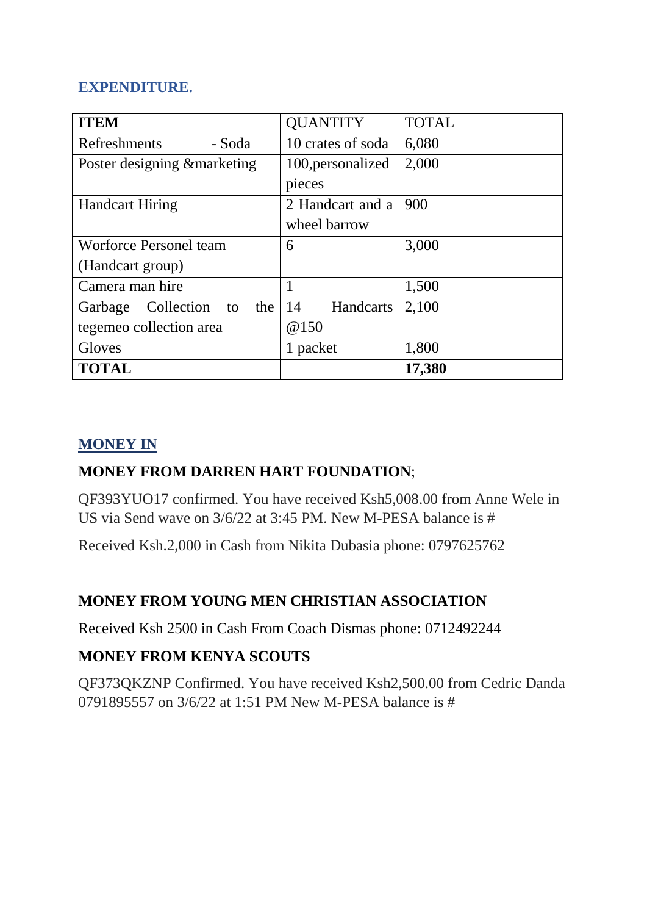## EXPENDITURE.

| **ITEM** | QUANTITY | TOTAL |
|---|---|---|
| Refreshments - Soda | 10 crates of soda | 6,080 |
| Poster designing &marketing | 100,personalized pieces | 2,000 |
| Handcart Hiring | 2 Handcart and a wheel barrow | 900 |
| Worforce Personel team (Handcart group) | 6 | 3,000 |
| Camera man hire | 1 | 1,500 |
| Garbage Collection to the tegemeo collection area | 14 Handcarts @150 | 2,100 |
| Gloves | 1 packet | 1,800 |
| **TOTAL** | | **17,380** |

## MONEY IN

**MONEY FROM DARREN HART FOUNDATION**;

QF393YUO17 confirmed. You have received Ksh5,008.00 from Anne Wele in US via Send wave on 3/6/22 at 3:45 PM. New M-PESA balance is #

Received Ksh.2,000 in Cash from Nikita Dubasia phone: 0797625762

**MONEY FROM YOUNG MEN CHRISTIAN ASSOCIATION**

Received Ksh 2500 in Cash From Coach Dismas phone: 0712492244

**MONEY FROM KENYA SCOUTS**

QF373QKZNP Confirmed. You have received Ksh2,500.00 from Cedric Danda 0791895557 on 3/6/22 at 1:51 PM New M-PESA balance is #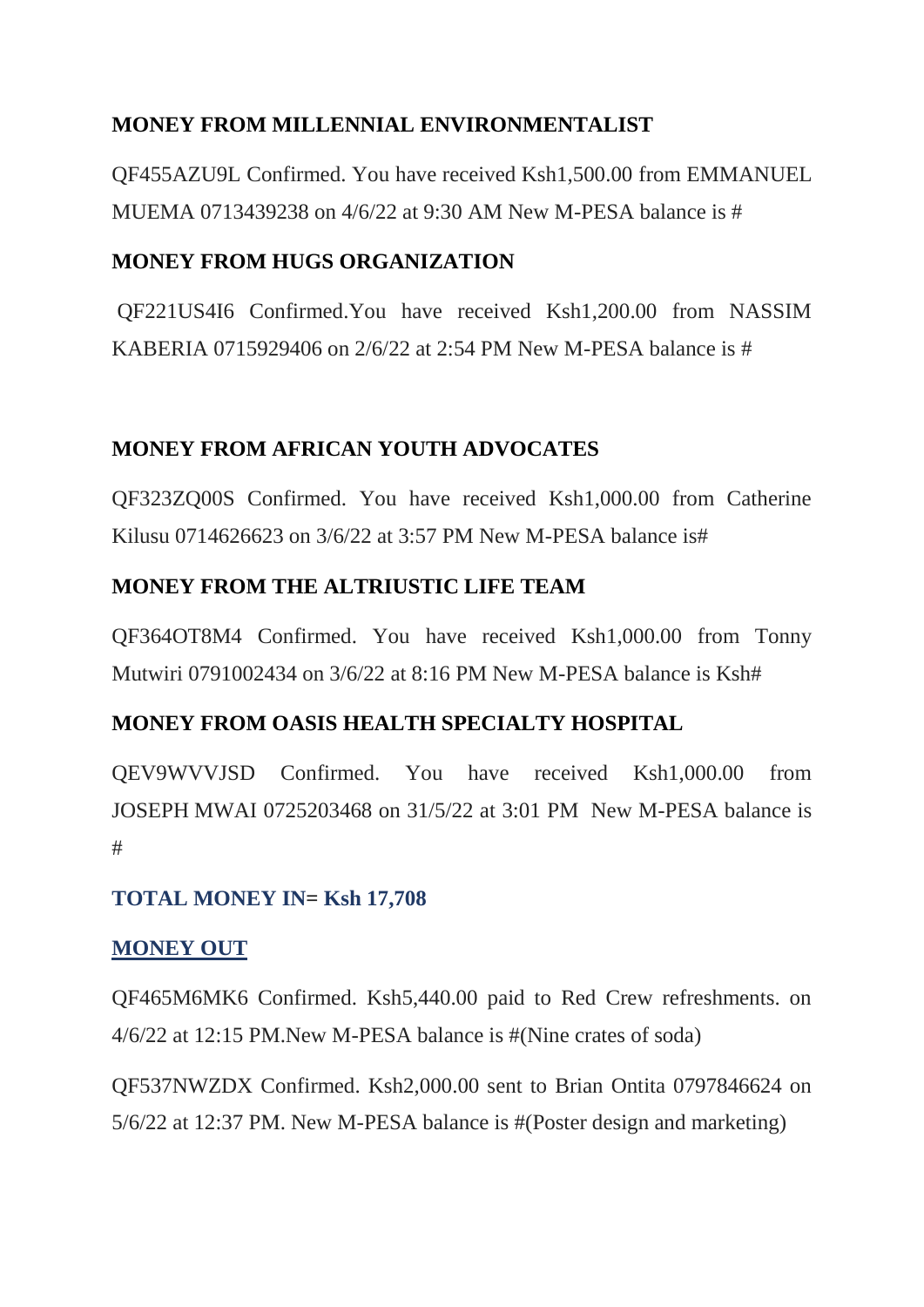**MONEY FROM MILLENNIAL ENVIRONMENTALIST**

QF455AZU9L Confirmed. You have received Ksh1,500.00 from EMMANUEL MUEMA 0713439238 on 4/6/22 at 9:30 AM New M-PESA balance is #

**MONEY FROM HUGS ORGANIZATION**

QF221US4I6 Confirmed.You have received Ksh1,200.00 from NASSIM KABERIA 0715929406 on 2/6/22 at 2:54 PM New M-PESA balance is #

**MONEY FROM AFRICAN YOUTH ADVOCATES**

QF323ZQ00S Confirmed. You have received Ksh1,000.00 from Catherine Kilusu 0714626623 on 3/6/22 at 3:57 PM New M-PESA balance is#

**MONEY FROM THE ALTRIUSTIC LIFE TEAM**

QF364OT8M4 Confirmed. You have received Ksh1,000.00 from Tonny Mutwiri 0791002434 on 3/6/22 at 8:16 PM New M-PESA balance is Ksh#

**MONEY FROM OASIS HEALTH SPECIALTY HOSPITAL**

QEV9WVVJSD Confirmed. You have received Ksh1,000.00 from JOSEPH MWAI 0725203468 on 31/5/22 at 3:01 PM New M-PESA balance is #

**TOTAL MONEY IN= Ksh 17,708**

**MONEY OUT**

QF465M6MK6 Confirmed. Ksh5,440.00 paid to Red Crew refreshments. on 4/6/22 at 12:15 PM.New M-PESA balance is #(Nine crates of soda)

QF537NWZDX Confirmed. Ksh2,000.00 sent to Brian Ontita 0797846624 on 5/6/22 at 12:37 PM. New M-PESA balance is #(Poster design and marketing)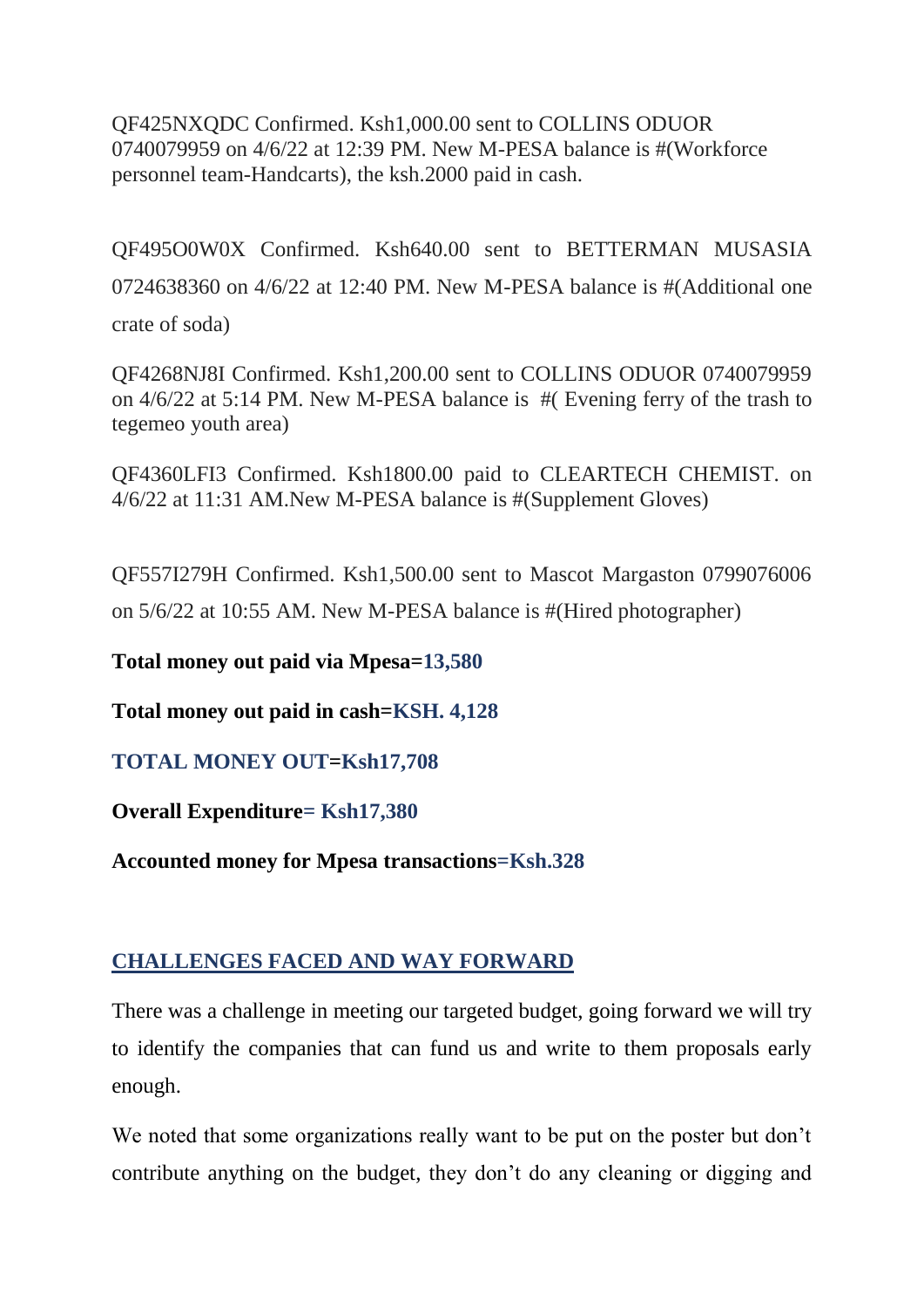QF425NXQDC Confirmed. Ksh1,000.00 sent to COLLINS ODUOR 0740079959 on 4/6/22 at 12:39 PM. New M-PESA balance is #(Workforce personnel team-Handcarts), the ksh.2000 paid in cash.

QF495O0W0X Confirmed. Ksh640.00 sent to BETTERMAN MUSASIA 0724638360 on 4/6/22 at 12:40 PM. New M-PESA balance is #(Additional one crate of soda)

QF4268NJ8I Confirmed. Ksh1,200.00 sent to COLLINS ODUOR 0740079959 on 4/6/22 at 5:14 PM. New M-PESA balance is #( Evening ferry of the trash to tegemeo youth area)

QF4360LFI3 Confirmed. Ksh1800.00 paid to CLEARTECH CHEMIST. on 4/6/22 at 11:31 AM.New M-PESA balance is #(Supplement Gloves)

QF557I279H Confirmed. Ksh1,500.00 sent to Mascot Margaston 0799076006 on 5/6/22 at 10:55 AM. New M-PESA balance is #(Hired photographer)

**Total money out paid via Mpesa=13,580**

**Total money out paid in cash=KSH. 4,128**

**TOTAL MONEY OUT=Ksh17,708**

**Overall Expenditure= Ksh17,380**

**Accounted money for Mpesa transactions=Ksh.328**

## CHALLENGES FACED AND WAY FORWARD

There was a challenge in meeting our targeted budget, going forward we will try to identify the companies that can fund us and write to them proposals early enough.

We noted that some organizations really want to be put on the poster but don't contribute anything on the budget, they don't do any cleaning or digging and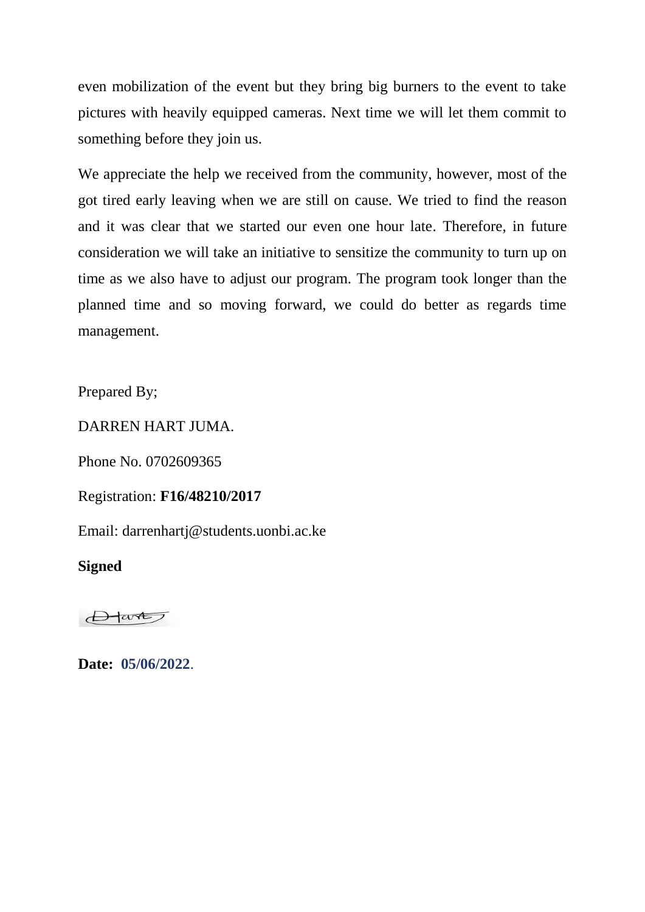even mobilization of the event but they bring big burners to the event to take pictures with heavily equipped cameras. Next time we will let them commit to something before they join us.

We appreciate the help we received from the community, however, most of the got tired early leaving when we are still on cause. We tried to find the reason and it was clear that we started our even one hour late. Therefore, in future consideration we will take an initiative to sensitize the community to turn up on time as we also have to adjust our program. The program took longer than the planned time and so moving forward, we could do better as regards time management.

Prepared By;

DARREN HART JUMA.

Phone No. 0702609365

Registration: **F16/48210/2017**

Email: darrenhartj@students.uonbi.ac.ke

**Signed**

**Date: 05/06/2022**.